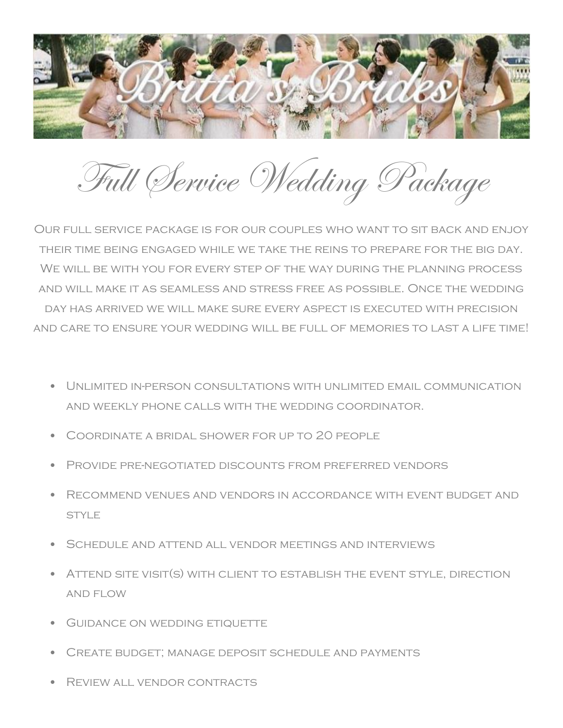Britta's Brides

# Full Service Wedding Package

Our full service package is for our couples who want to sit back and enjoy their time being engaged while we take the reins to prepare for the big day. We will be with you for every step of the way during the planning process and will make it as seamless and stress free as possible. Once the wedding day has arrived we will make sure every aspect is executed with precision and care to ensure your wedding will be full of memories to last a life time!

- Unlimited in-person consultations with unlimited email communication and weekly phone calls with the wedding coordinator.
- Coordinate a bridal shower for up to 20 people
- Provide pre-negotiated discounts from preferred vendors
- Recommend venues and vendors in accordance with event budget and style
- Schedule and attend all vendor meetings and interviews
- Attend site visit(s) with client to establish the event style, direction and flow
- Guidance on wedding etiquette
- Create budget; manage deposit schedule and payments
- Review all vendor contracts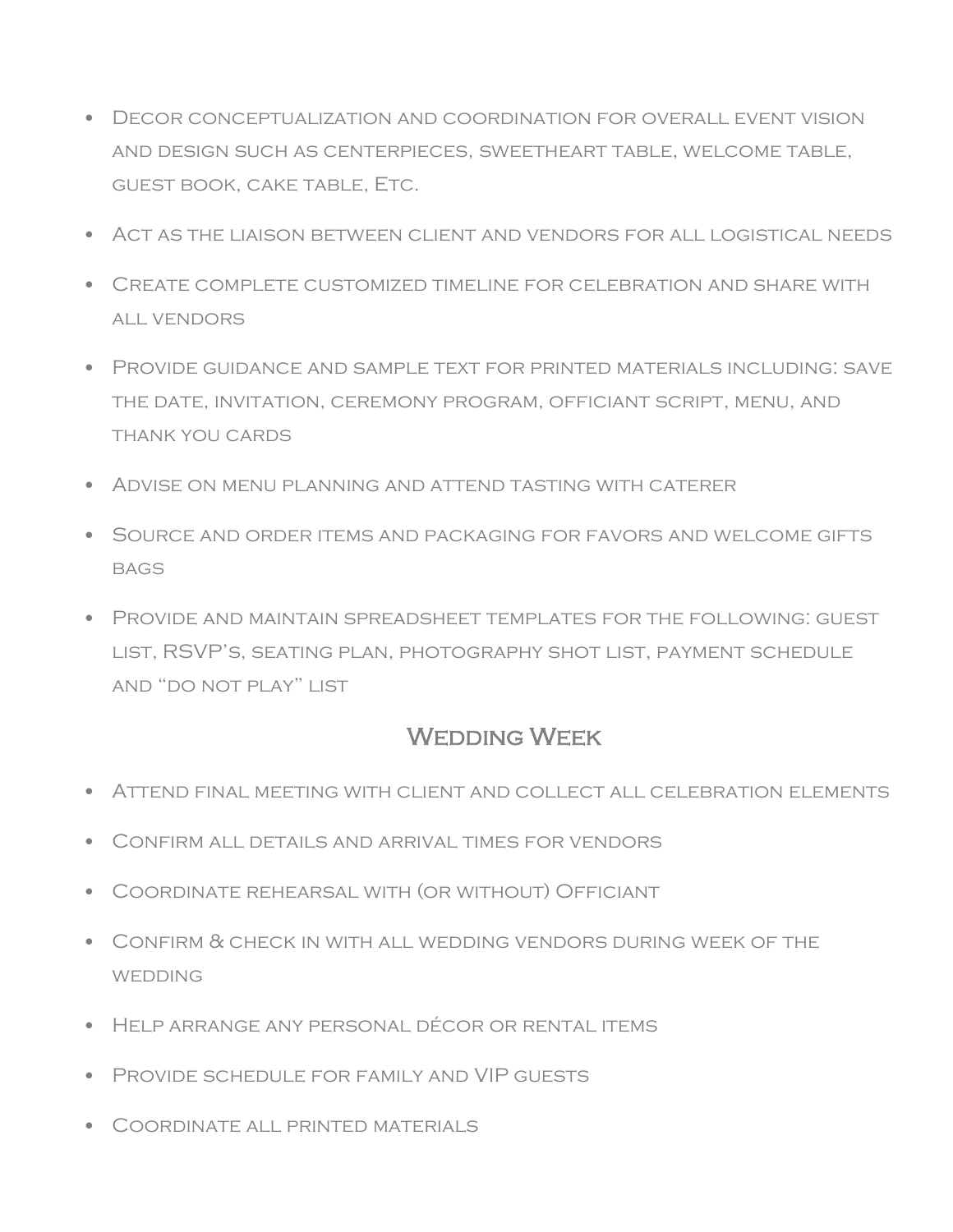- Decor conceptualization and coordination for overall event vision and design such as centerpieces, sweetheart table, welcome table, guest book, cake table, Etc.
- Act as the liaison between client and vendors for all logistical needs
- Create complete customized timeline for celebration and share with all vendors
- Provide guidance and sample text for printed materials including: save the date, invitation, ceremony program, officiant script, menu, and thank you cards
- Advise on menu planning and attend tasting with caterer
- Source and order items and packaging for favors and welcome gifts bags
- Provide and maintain spreadsheet templates for the following: guest list, RSVP's, seating plan, photography shot list, payment schedule and "do not play" list

## Wedding Week

- Attend final meeting with client and collect all celebration elements
- Confirm all details and arrival times for vendors
- Coordinate rehearsal with (or without) Officiant
- Confirm & check in with all wedding vendors during week of the wedding
- Help arrange any personal décor or rental items
- Provide schedule for family and VIP guests
- Coordinate all printed materials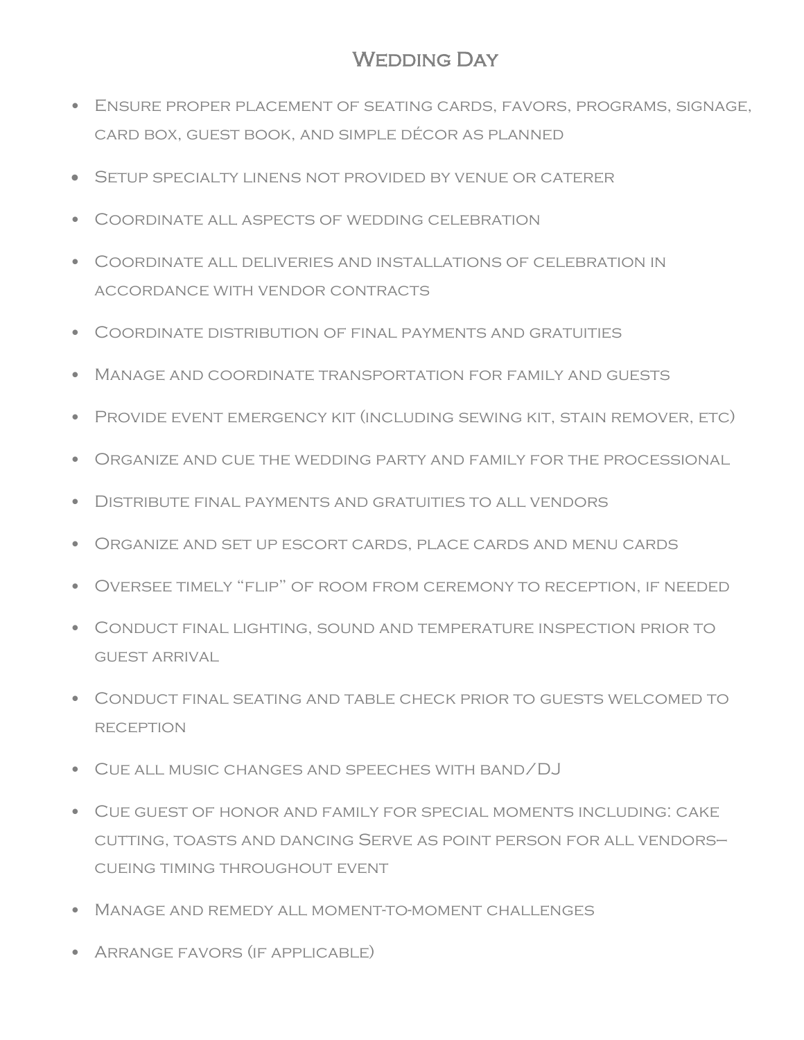# Wedding Day

- Ensure proper placement of seating cards, favors, programs, signage, card box, guest book, and simple décor as planned
- Setup specialty linens not provided by venue or caterer
- Coordinate all aspects of wedding celebration
- Coordinate all deliveries and installations of celebration in accordance with vendor contracts
- Coordinate distribution of final payments and gratuities
- Manage and coordinate transportation for family and guests
- Provide event emergency kit (including sewing kit, stain remover, etc)
- Organize and cue the wedding party and family for the processional
- Distribute final payments and gratuities to all vendors
- Organize and set up escort cards, place cards and menu cards
- Oversee timely "flip" of room from ceremony to reception, if needed
- Conduct final lighting, sound and temperature inspection prior to guest arrival
- Conduct final seating and table check prior to guests welcomed to reception
- Cue all music changes and speeches with band/DJ
- Cue guest of honor and family for special moments including: cake cutting, toasts and dancing Serve as point person for all vendors– cueing timing throughout event
- Manage and remedy all moment-to-moment challenges
- Arrange favors (if applicable)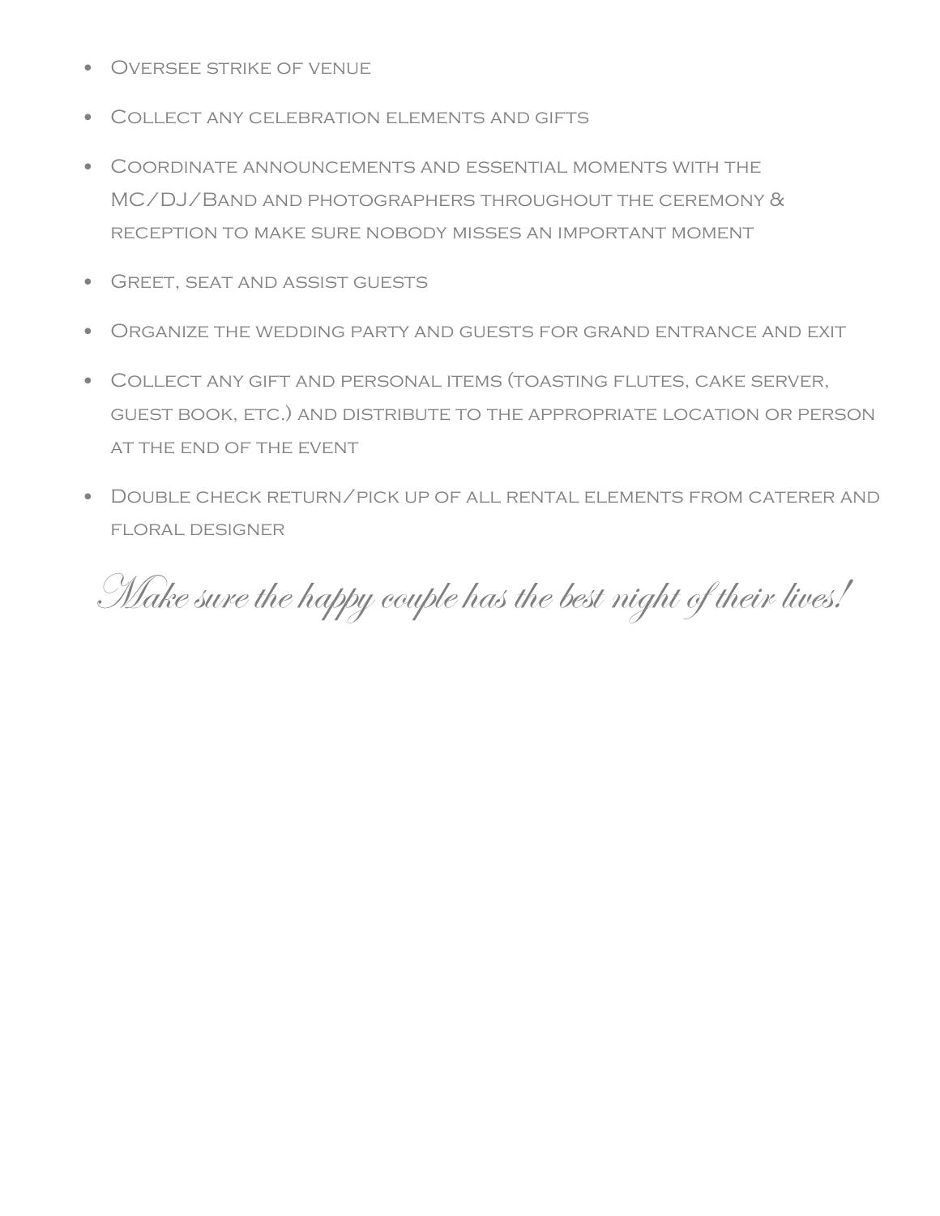- Oversee strike of venue
- Collect any celebration elements and gifts
- Coordinate announcements and essential moments with the MC/DJ/Band and photographers throughout the ceremony & reception to make sure nobody misses an important moment
- Greet, seat and assist guests
- Organize the wedding party and guests for grand entrance and exit
- Collect any gift and personal items (toasting flutes, cake server, guest book, etc.) and distribute to the appropriate location or person at the end of the event
- Double check return/pick up of all rental elements from caterer and floral designer

*Make sure the happy couple has the best night of their lives!*